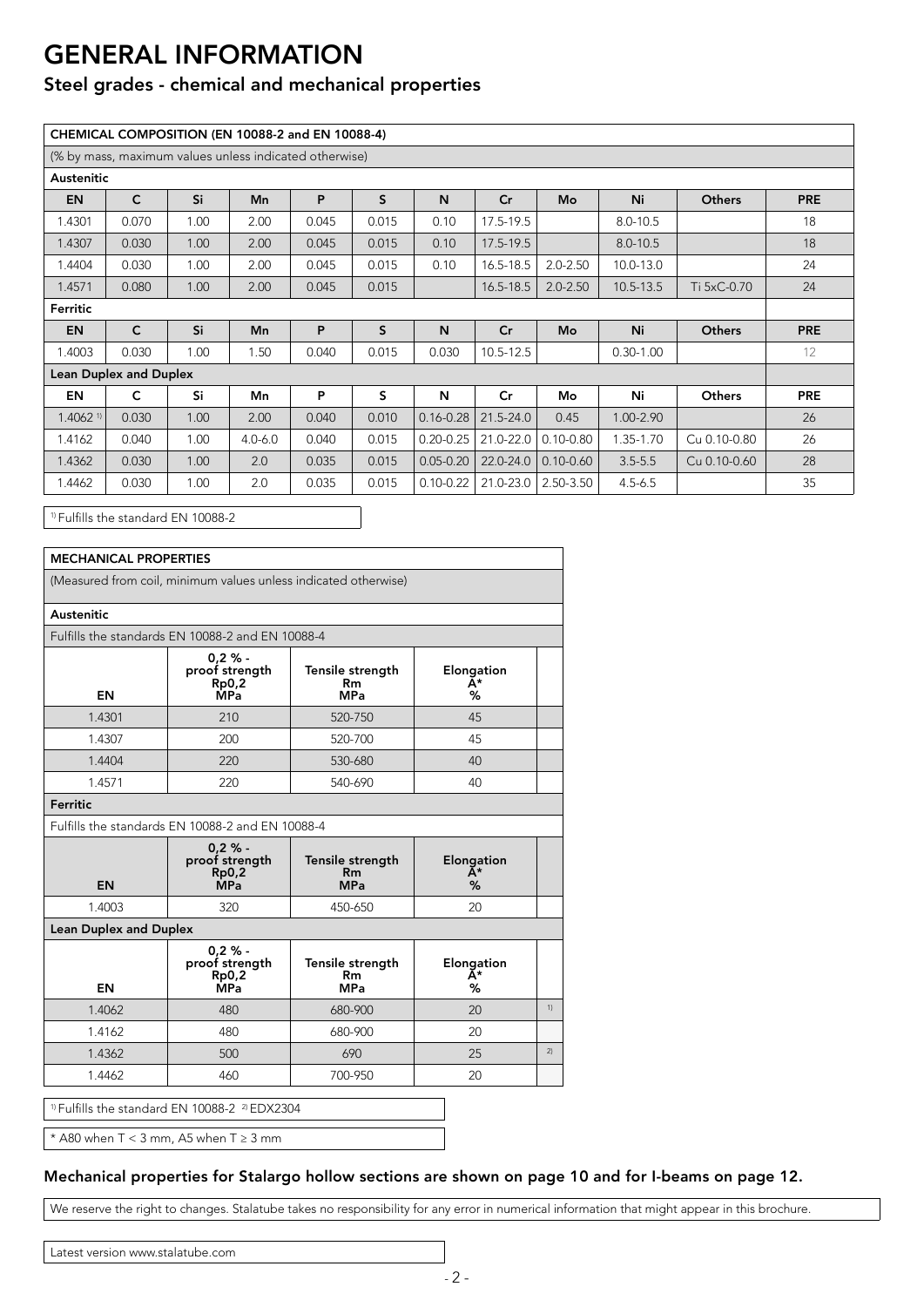# GENERAL INFORMATION

## Steel grades - chemical and mechanical properties

| CHEMICAL COMPOSITION (EN 10088-2 and EN 10088-4) | | | | | | | | | | | |
|---|---|---|---|---|---|---|---|---|---|---|---|
| (% by mass, maximum values unless indicated otherwise) | | | | | | | | | | | |
| **Austenitic** | | | | | | | | | | | |
| **EN** | **C** | **Si** | **Mn** | **P** | **S** | **N** | **Cr** | **Mo** | **Ni** | **Others** | **PRE** |
| 1.4301 | 0.070 | 1.00 | 2.00 | 0.045 | 0.015 | 0.10 | 17.5-19.5 | | 8.0-10.5 | | 18 |
| 1.4307 | 0.030 | 1.00 | 2.00 | 0.045 | 0.015 | 0.10 | 17.5-19.5 | | 8.0-10.5 | | 18 |
| 1.4404 | 0.030 | 1.00 | 2.00 | 0.045 | 0.015 | 0.10 | 16.5-18.5 | 2.0-2.50 | 10.0-13.0 | | 24 |
| 1.4571 | 0.080 | 1.00 | 2.00 | 0.045 | 0.015 | | 16.5-18.5 | 2.0-2.50 | 10.5-13.5 | Ti 5xC-0.70 | 24 |
| **Ferritic** | | | | | | | | | | | |
| **EN** | **C** | **Si** | **Mn** | **P** | **S** | **N** | **Cr** | **Mo** | **Ni** | **Others** | **PRE** |
| 1.4003 | 0.030 | 1.00 | 1.50 | 0.040 | 0.015 | 0.030 | 10.5-12.5 | | 0.30-1.00 | | 12 |
| **Lean Duplex and Duplex** | | | | | | | | | | | |
| **EN** | **C** | **Si** | **Mn** | **P** | **S** | **N** | **Cr** | **Mo** | **Ni** | **Others** | **PRE** |
| 1.4062 [1] | 0.030 | 1.00 | 2.00 | 0.040 | 0.010 | 0.16-0.28 | 21.5-24.0 | 0.45 | 1.00-2.90 | | 26 |
| 1.4162 | 0.040 | 1.00 | 4.0-6.0 | 0.040 | 0.015 | 0.20-0.25 | 21.0-22.0 | 0.10-0.80 | 1.35-1.70 | Cu 0.10-0.80 | 26 |
| 1.4362 | 0.030 | 1.00 | 2.0 | 0.035 | 0.015 | 0.05-0.20 | 22.0-24.0 | 0.10-0.60 | 3.5-5.5 | Cu 0.10-0.60 | 28 |
| 1.4462 | 0.030 | 1.00 | 2.0 | 0.035 | 0.015 | 0.10-0.22 | 21.0-23.0 | 2.50-3.50 | 4.5-6.5 | | 35 |

[1] Fulfills the standard EN 10088-2

| MECHANICAL PROPERTIES | | | | |
|---|---|---|---|---|
| (Measured from coil, minimum values unless indicated otherwise) | | | | |
| **Austenitic** | | | | |
| Fulfills the standards EN 10088-2 and EN 10088-4 | | | | |
| **EN** | **0,2 % - proof strength Rp0,2 MPa** | **Tensile strength Rm MPa** | **Elongation A* %** | |
| 1.4301 | 210 | 520-750 | 45 | |
| 1.4307 | 200 | 520-700 | 45 | |
| 1.4404 | 220 | 530-680 | 40 | |
| 1.4571 | 220 | 540-690 | 40 | |
| **Ferritic** | | | | |
| Fulfills the standards EN 10088-2 and EN 10088-4 | | | | |
| **EN** | **0,2 % - proof strength Rp0,2 MPa** | **Tensile strength Rm MPa** | **Elongation A* %** | |
| 1.4003 | 320 | 450-650 | 20 | |
| **Lean Duplex and Duplex** | | | | |
| **EN** | **0,2 % - proof strength Rp0,2 MPa** | **Tensile strength Rm MPa** | **Elongation A* %** | |
| 1.4062 | 480 | 680-900 | 20 | 1) |
| 1.4162 | 480 | 680-900 | 20 | |
| 1.4362 | 500 | 690 | 25 | 2) |
| 1.4462 | 460 | 700-950 | 20 | |

[1] Fulfills the standard EN 10088-2 [2] EDX2304

* A80 when T < 3 mm, A5 when T ≥ 3 mm

### Mechanical properties for Stalargo hollow sections are shown on page 10 and for I-beams on page 12.

We reserve the right to changes. Stalatube takes no responsibility for any error in numerical information that might appear in this brochure.

Latest version www.stalatube.com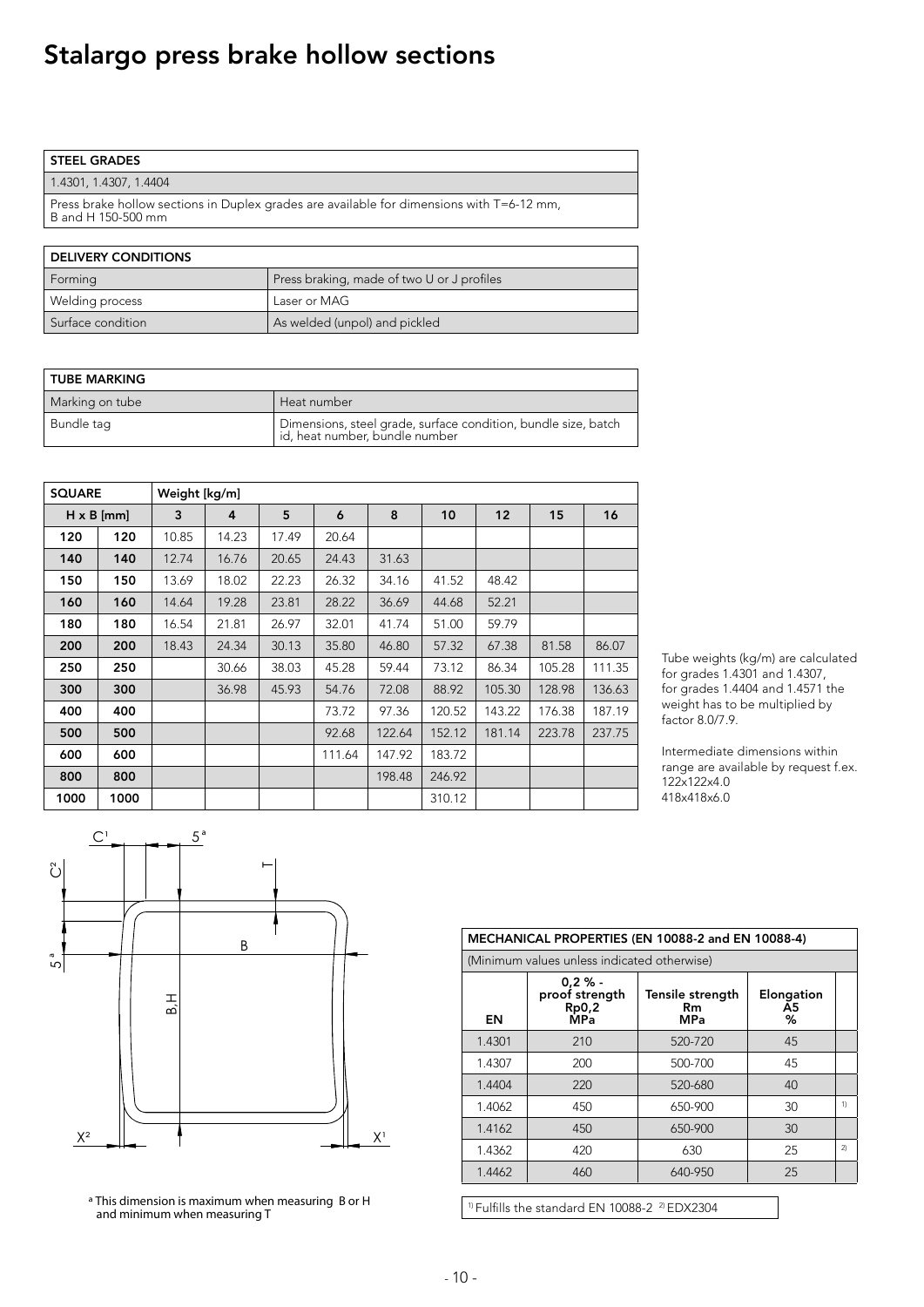# Stalargo press brake hollow sections

| STEEL GRADES |
|---|
| 1.4301, 1.4307, 1.4404 |
| Press brake hollow sections in Duplex grades are available for dimensions with T=6-12 mm, B and H 150-500 mm |

| DELIVERY CONDITIONS | |
|---|---|
| Forming | Press braking, made of two U or J profiles |
| Welding process | Laser or MAG |
| Surface condition | As welded (unpol) and pickled |

| TUBE MARKING | |
|---|---|
| Marking on tube | Heat number |
| Bundle tag | Dimensions, steel grade, surface condition, bundle size, batch id, heat number, bundle number |

| SQUARE | | Weight [kg/m] | | | | | | | | |
|---|---|---|---|---|---|---|---|---|---|---|
| H x B [mm] | | 3 | 4 | 5 | 6 | 8 | 10 | 12 | 15 | 16 |
| **120** | **120** | 10.85 | 14.23 | 17.49 | 20.64 | | | | | |
| **140** | **140** | 12.74 | 16.76 | 20.65 | 24.43 | 31.63 | | | | |
| **150** | **150** | 13.69 | 18.02 | 22.23 | 26.32 | 34.16 | 41.52 | 48.42 | | |
| **160** | **160** | 14.64 | 19.28 | 23.81 | 28.22 | 36.69 | 44.68 | 52.21 | | |
| **180** | **180** | 16.54 | 21.81 | 26.97 | 32.01 | 41.74 | 51.00 | 59.79 | | |
| **200** | **200** | 18.43 | 24.34 | 30.13 | 35.80 | 46.80 | 57.32 | 67.38 | 81.58 | 86.07 |
| **250** | **250** | | 30.66 | 38.03 | 45.28 | 59.44 | 73.12 | 86.34 | 105.28 | 111.35 |
| **300** | **300** | | 36.98 | 45.93 | 54.76 | 72.08 | 88.92 | 105.30 | 128.98 | 136.63 |
| **400** | **400** | | | | 73.72 | 97.36 | 120.52 | 143.22 | 176.38 | 187.19 |
| **500** | **500** | | | | 92.68 | 122.64 | 152.12 | 181.14 | 223.78 | 237.75 |
| **600** | **600** | | | | 111.64 | 147.92 | 183.72 | | | |
| **800** | **800** | | | | | 198.48 | 246.92 | | | |
| **1000** | **1000** | | | | | | 310.12 | | | |

Tube weights (kg/m) are calculated for grades 1.4301 and 1.4307, for grades 1.4404 and 1.4571 the weight has to be multiplied by factor 8.0/7.9.

Intermediate dimensions within range are available by request f.ex. 122x122x4.0 418x418x6.0

[a] This dimension is maximum when measuring B or H and minimum when measuring T

| MECHANICAL PROPERTIES (EN 10088-2 and EN 10088-4) | | | | |
|---|---|---|---|---|
| (Minimum values unless indicated otherwise) | | | | |
| EN | 0,2 % - proof strength Rp0,2 MPa | Tensile strength Rm MPa | Elongation A5 % | |
| 1.4301 | 210 | 520-720 | 45 | |
| 1.4307 | 200 | 500-700 | 45 | |
| 1.4404 | 220 | 520-680 | 40 | |
| 1.4062 | 450 | 650-900 | 30 | 1) |
| 1.4162 | 450 | 650-900 | 30 | |
| 1.4362 | 420 | 630 | 25 | 2) |
| 1.4462 | 460 | 640-950 | 25 | |

1) Fulfills the standard EN 10088-2 2) EDX2304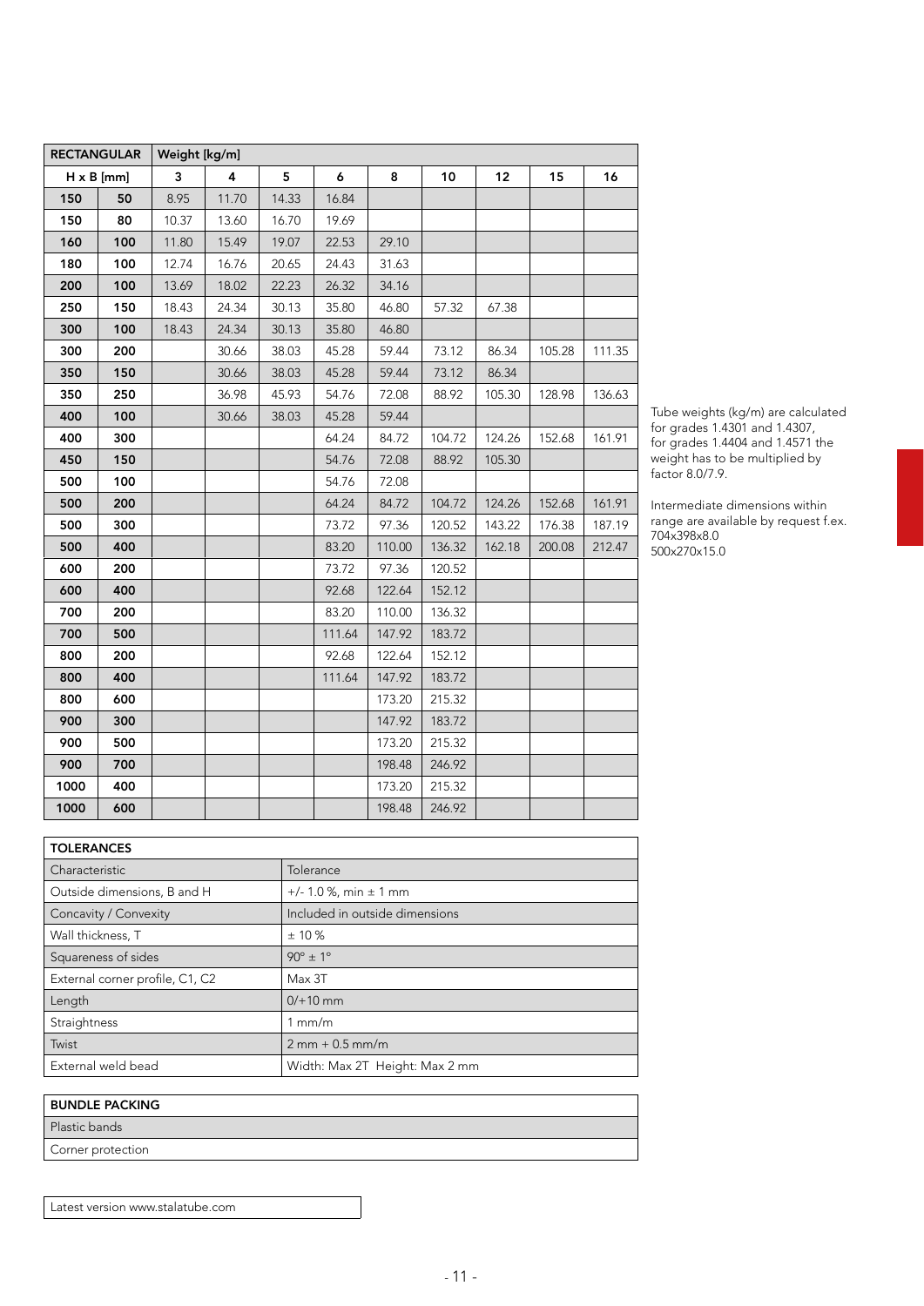| RECTANGULAR | | Weight [kg/m] | | | | | | | | |
|---|---|---|---|---|---|---|---|---|---|---|
| H x B [mm] | | 3 | 4 | 5 | 6 | 8 | 10 | 12 | 15 | 16 |
| **150** | **50** | 8.95 | 11.70 | 14.33 | 16.84 | | | | | |
| **150** | **80** | 10.37 | 13.60 | 16.70 | 19.69 | | | | | |
| **160** | **100** | 11.80 | 15.49 | 19.07 | 22.53 | 29.10 | | | | |
| **180** | **100** | 12.74 | 16.76 | 20.65 | 24.43 | 31.63 | | | | |
| **200** | **100** | 13.69 | 18.02 | 22.23 | 26.32 | 34.16 | | | | |
| **250** | **150** | 18.43 | 24.34 | 30.13 | 35.80 | 46.80 | 57.32 | 67.38 | | |
| **300** | **100** | 18.43 | 24.34 | 30.13 | 35.80 | 46.80 | | | | |
| **300** | **200** | | 30.66 | 38.03 | 45.28 | 59.44 | 73.12 | 86.34 | 105.28 | 111.35 |
| **350** | **150** | | 30.66 | 38.03 | 45.28 | 59.44 | 73.12 | 86.34 | | |
| **350** | **250** | | 36.98 | 45.93 | 54.76 | 72.08 | 88.92 | 105.30 | 128.98 | 136.63 |
| **400** | **100** | | 30.66 | 38.03 | 45.28 | 59.44 | | | | |
| **400** | **300** | | | | 64.24 | 84.72 | 104.72 | 124.26 | 152.68 | 161.91 |
| **450** | **150** | | | | 54.76 | 72.08 | 88.92 | 105.30 | | |
| **500** | **100** | | | | 54.76 | 72.08 | | | | |
| **500** | **200** | | | | 64.24 | 84.72 | 104.72 | 124.26 | 152.68 | 161.91 |
| **500** | **300** | | | | 73.72 | 97.36 | 120.52 | 143.22 | 176.38 | 187.19 |
| **500** | **400** | | | | 83.20 | 110.00 | 136.32 | 162.18 | 200.08 | 212.47 |
| **600** | **200** | | | | 73.72 | 97.36 | 120.52 | | | |
| **600** | **400** | | | | 92.68 | 122.64 | 152.12 | | | |
| **700** | **200** | | | | 83.20 | 110.00 | 136.32 | | | |
| **700** | **500** | | | | 111.64 | 147.92 | 183.72 | | | |
| **800** | **200** | | | | 92.68 | 122.64 | 152.12 | | | |
| **800** | **400** | | | | 111.64 | 147.92 | 183.72 | | | |
| **800** | **600** | | | | | 173.20 | 215.32 | | | |
| **900** | **300** | | | | | 147.92 | 183.72 | | | |
| **900** | **500** | | | | | 173.20 | 215.32 | | | |
| **900** | **700** | | | | | 198.48 | 246.92 | | | |
| **1000** | **400** | | | | | 173.20 | 215.32 | | | |
| **1000** | **600** | | | | | 198.48 | 246.92 | | | |

Tube weights (kg/m) are calculated for grades 1.4301 and 1.4307, for grades 1.4404 and 1.4571 the weight has to be multiplied by factor 8.0/7.9.

Intermediate dimensions within range are available by request f.ex. 704x398x8.0 500x270x15.0

| TOLERANCES | |
|---|---|
| Characteristic | Tolerance |
| Outside dimensions, B and H | +/- 1.0 %, min ± 1 mm |
| Concavity / Convexity | Included in outside dimensions |
| Wall thickness, T | ± 10 % |
| Squareness of sides | 90° ± 1° |
| External corner profile, C1, C2 | Max 3T |
| Length | 0/+10 mm |
| Straightness | 1 mm/m |
| Twist | 2 mm + 0.5 mm/m |
| External weld bead | Width: Max 2T Height: Max 2 mm |

| BUNDLE PACKING |
|---|
| Plastic bands |
| Corner protection |

Latest version www.stalatube.com